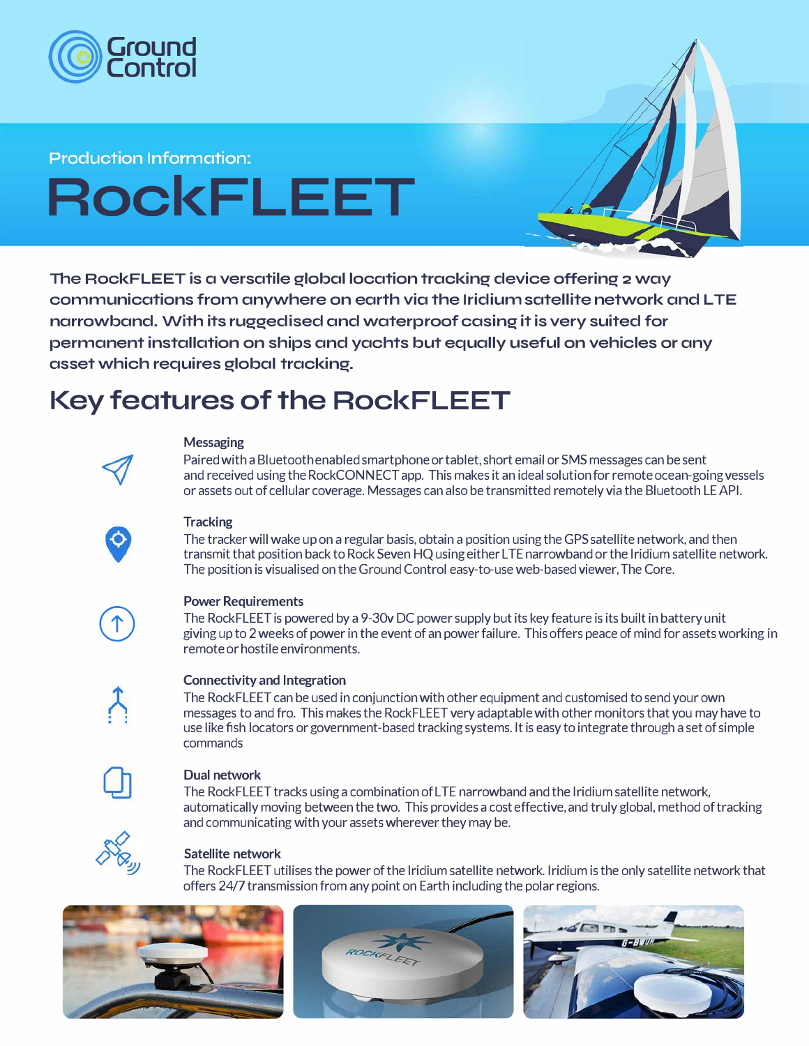Ground Control

Production Information:

# RockFLEET

**The RockFLEET is a versatile global location tracking device offering 2 way communications from anywhere on earth via the Iridium satellite network and LTE narrowband. With its ruggedised and waterproof casing it is very suited for permanent installation on ships and yachts but equally useful on vehicles or any asset which requires global tracking.**

## Key features of the RockFLEET

### Messaging

Paired with a Bluetooth enabled smartphone or tablet, short email or SMS messages can be sent and received using the RockCONNECT app. This makes it an ideal solution for remote ocean-going vessels or assets out of cellular coverage. Messages can also be transmitted remotely via the Bluetooth LE API.

### Tracking

The tracker will wake up on a regular basis, obtain a position using the GPS satellite network, and then transmit that position back to Rock Seven HQ using either LTE narrowband or the Iridium satellite network. The position is visualised on the Ground Control easy-to-use web-based viewer, The Core.

### Power Requirements

The RockFLEET is powered by a 9-30v DC power supply but its key feature is its built in battery unit giving up to 2 weeks of power in the event of an power failure. This offers peace of mind for assets working in remote or hostile environments.

### Connectivity and Integration

The RockFLEET can be used in conjunction with other equipment and customised to send your own messages to and fro. This makes the RockFLEET very adaptable with other monitors that you may have to use like fish locators or government-based tracking systems. It is easy to integrate through a set of simple commands

### Dual network

The RockFLEET tracks using a combination of LTE narrowband and the Iridium satellite network, automatically moving between the two. This provides a cost effective, and truly global, method of tracking and communicating with your assets wherever they may be.

### Satellite network

The RockFLEET utilises the power of the Iridium satellite network. Iridium is the only satellite network that offers 24/7 transmission from any point on Earth including the polar regions.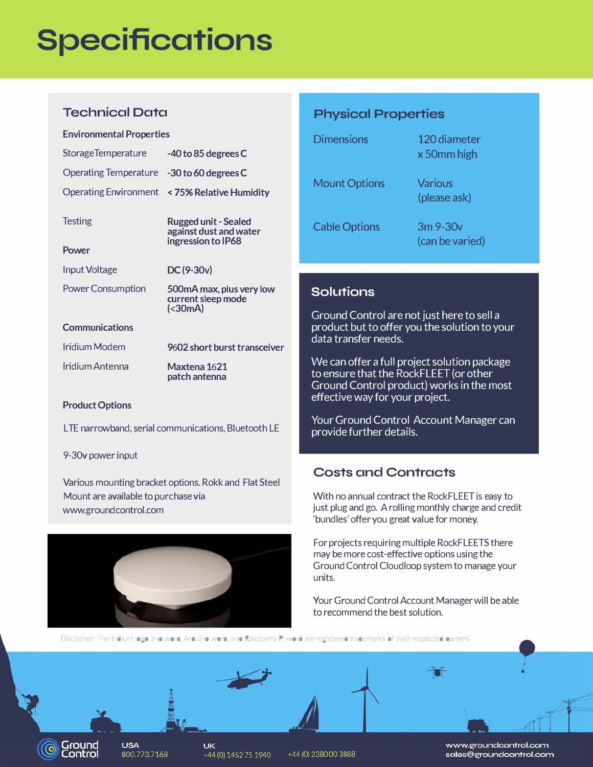# Specifications

## Technical Data

### Environmental Properties

| | |
|---|---|
| StorageTemperature | **-40 to 85 degrees C** |
| Operating Temperature | **-30 to 60 degrees C** |
| Operating Environment | **< 75% Relative Humidity** |
| Testing | **Rugged unit - Sealed against dust and water ingression to IP68** |

### Power

| | |
|---|---|
| Input Voltage | **DC (9-30v)** |
| Power Consumption | **500mA max, plus very low current sleep mode (<30mA)** |

### Communications

| | |
|---|---|
| Iridium Modem | **9602 short burst transceiver** |
| Iridium Antenna | **Maxtena 1621 patch antenna** |

### Product Options

LTE narrowband, serial communications, Bluetooth LE

9-30v power input

Various mounting bracket options. Rokk and Flat Steel Mount are available to purchase via www.groundcontrol.com

## Physical Properties

| | |
|---|---|
| Dimensions | 120 diameter x 50mm high |
| Mount Options | Various (please ask) |
| Cable Options | 3m 9-30v (can be varied) |

## Solutions

Ground Control are not just here to sell a product but to offer you the solution to your data transfer needs.

We can offer a full project solution package to ensure that the RockFLEET (or other Ground Control product) works in the most effective way for your project.

Your Ground Control Account Manager can provide further details.

## Costs and Contracts

With no annual contract the RockFLEET is easy to just plug and go. A rolling monthly charge and credit 'bundles' offer you great value for money.

For projects requiring multiple RockFLEETS there may be more cost-effective options using the Ground Control Cloudloop system to manage your units.

Your Ground Control Account Manager will be able to recommend the best solution.

Disclaimer: The Iridium logo and word, Arduino word, and Raspberry Pi word are registered trademarks of their respected owners.

Ground Control

USA 800.773.7168

UK +44 (0) 1452 75 1940 +44 (0) 2380 00 3888

www.groundcontrol.com
sales@groundcontrol.com